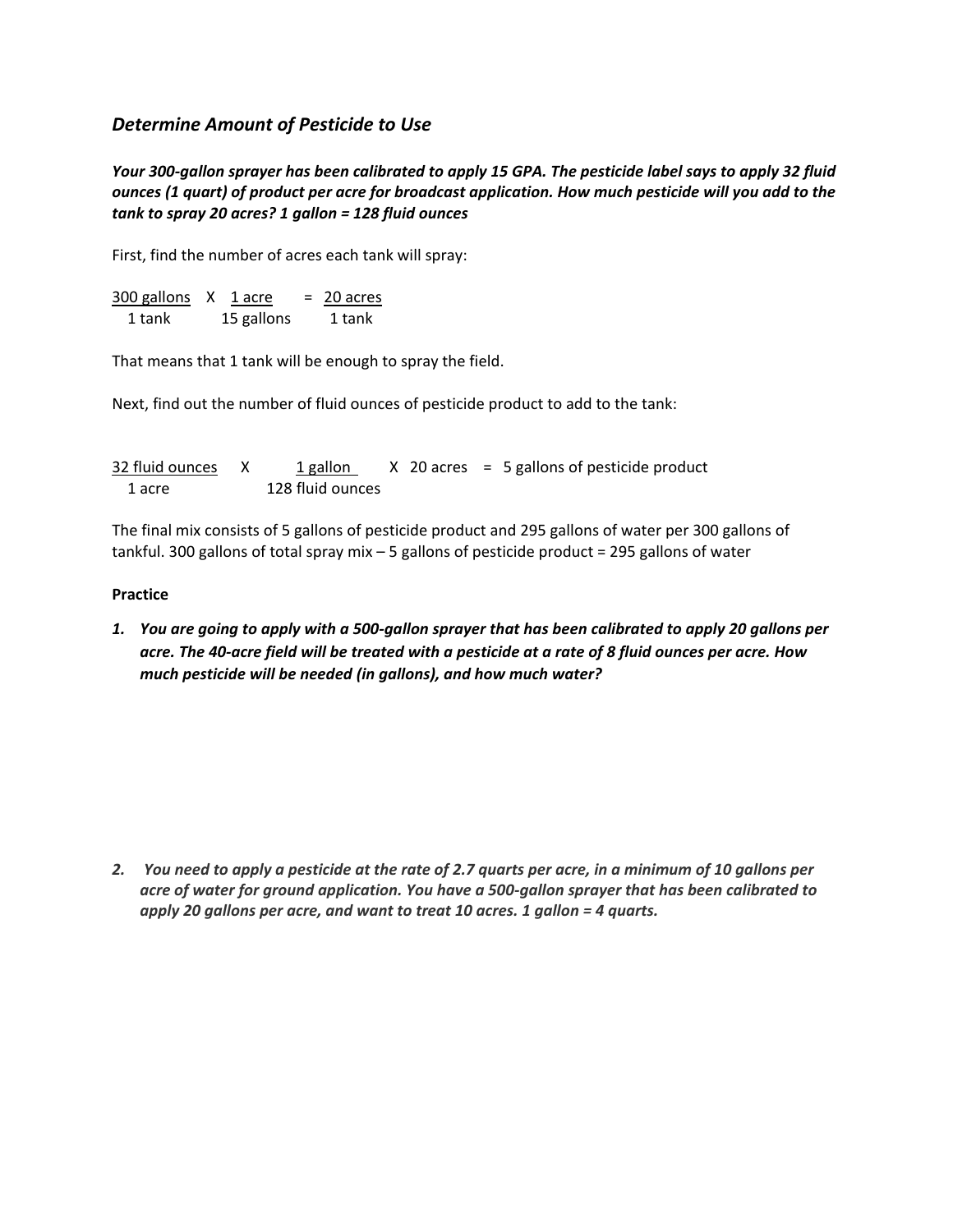### *Determine Amount of Pesticide to Use*

***Your 300-gallon sprayer has been calibrated to apply 15 GPA. The pesticide label says to apply 32 fluid ounces (1 quart) of product per acre for broadcast application. How much pesticide will you add to the tank to spray 20 acres? 1 gallon = 128 fluid ounces***

First, find the number of acres each tank will spray:

$$\frac{300 \text{ gallons}}{1 \text{ tank}} \times \frac{1 \text{ acre}}{15 \text{ gallons}} = \frac{20 \text{ acres}}{1 \text{ tank}}$$

That means that 1 tank will be enough to spray the field.

Next, find out the number of fluid ounces of pesticide product to add to the tank:

$$\frac{32 \text{ fluid ounces}}{1 \text{ acre}} \times \frac{1 \text{ gallon}}{128 \text{ fluid ounces}} \times 20 \text{ acres} = 5 \text{ gallons of pesticide product}$$

The final mix consists of 5 gallons of pesticide product and 295 gallons of water per 300 gallons of tankful. 300 gallons of total spray mix – 5 gallons of pesticide product = 295 gallons of water

**Practice**

1. ***You are going to apply with a 500-gallon sprayer that has been calibrated to apply 20 gallons per acre. The 40-acre field will be treated with a pesticide at a rate of 8 fluid ounces per acre. How much pesticide will be needed (in gallons), and how much water?***

2. ***You need to apply a pesticide at the rate of 2.7 quarts per acre, in a minimum of 10 gallons per acre of water for ground application. You have a 500-gallon sprayer that has been calibrated to apply 20 gallons per acre, and want to treat 10 acres. 1 gallon = 4 quarts.***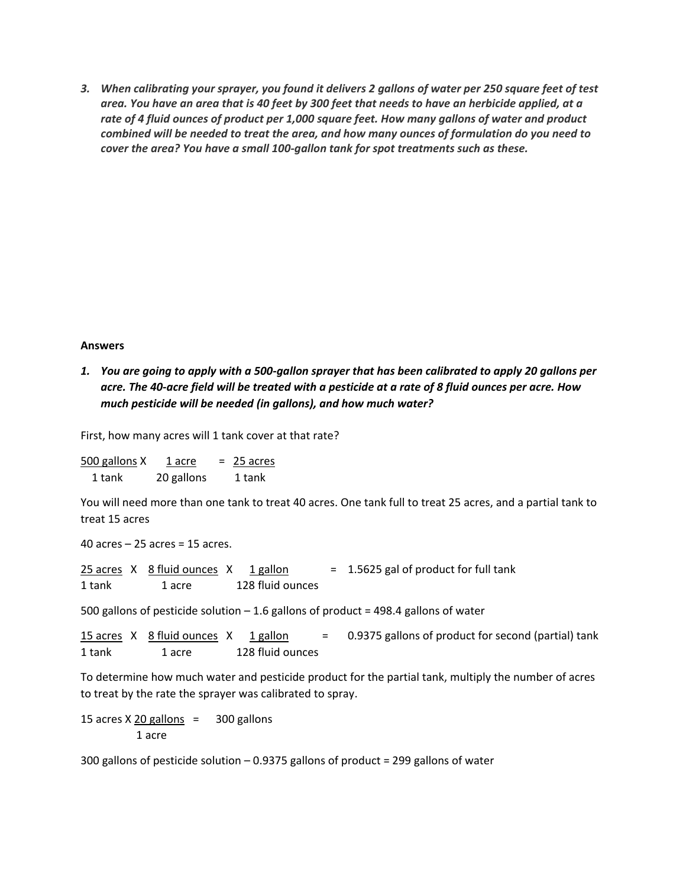3. ***When calibrating your sprayer, you found it delivers 2 gallons of water per 250 square feet of test area. You have an area that is 40 feet by 300 feet that needs to have an herbicide applied, at a rate of 4 fluid ounces of product per 1,000 square feet. How many gallons of water and product combined will be needed to treat the area, and how many ounces of formulation do you need to cover the area? You have a small 100-gallon tank for spot treatments such as these.***

**Answers**

1. ***You are going to apply with a 500-gallon sprayer that has been calibrated to apply 20 gallons per acre. The 40-acre field will be treated with a pesticide at a rate of 8 fluid ounces per acre. How much pesticide will be needed (in gallons), and how much water?***

First, how many acres will 1 tank cover at that rate?

$$\frac{500 \text{ gallons}}{1 \text{ tank}} \times \frac{1 \text{ acre}}{20 \text{ gallons}} = \frac{25 \text{ acres}}{1 \text{ tank}}$$

You will need more than one tank to treat 40 acres. One tank full to treat 25 acres, and a partial tank to treat 15 acres

40 acres – 25 acres = 15 acres.

$$\frac{25 \text{ acres}}{1 \text{ tank}} \times \frac{8 \text{ fluid ounces}}{1 \text{ acre}} \times \frac{1 \text{ gallon}}{128 \text{ fluid ounces}} = 1.5625 \text{ gal of product for full tank}$$

500 gallons of pesticide solution – 1.6 gallons of product = 498.4 gallons of water

$$\frac{15 \text{ acres}}{1 \text{ tank}} \times \frac{8 \text{ fluid ounces}}{1 \text{ acre}} \times \frac{1 \text{ gallon}}{128 \text{ fluid ounces}} = 0.9375 \text{ gallons of product for second (partial) tank}$$

To determine how much water and pesticide product for the partial tank, multiply the number of acres to treat by the rate the sprayer was calibrated to spray.

$$15 \text{ acres} \times \frac{20 \text{ gallons}}{1 \text{ acre}} = 300 \text{ gallons}$$

300 gallons of pesticide solution – 0.9375 gallons of product = 299 gallons of water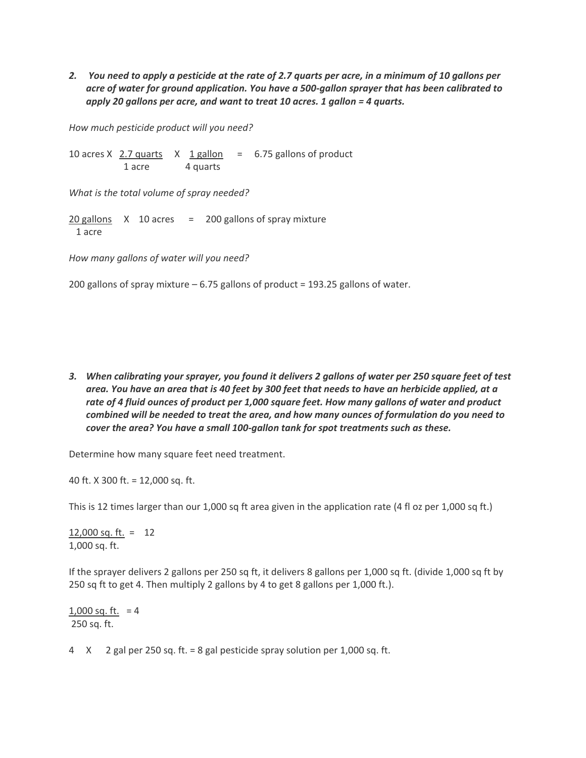2. ***You need to apply a pesticide at the rate of 2.7 quarts per acre, in a minimum of 10 gallons per acre of water for ground application. You have a 500-gallon sprayer that has been calibrated to apply 20 gallons per acre, and want to treat 10 acres. 1 gallon = 4 quarts.***

*How much pesticide product will you need?*

$$10 \text{ acres} \times \frac{2.7 \text{ quarts}}{1 \text{ acre}} \times \frac{1 \text{ gallon}}{4 \text{ quarts}} = 6.75 \text{ gallons of product}$$

*What is the total volume of spray needed?*

$$\frac{20 \text{ gallons}}{1 \text{ acre}} \times 10 \text{ acres} = 200 \text{ gallons of spray mixture}$$

*How many gallons of water will you need?*

200 gallons of spray mixture – 6.75 gallons of product = 193.25 gallons of water.

3. ***When calibrating your sprayer, you found it delivers 2 gallons of water per 250 square feet of test area. You have an area that is 40 feet by 300 feet that needs to have an herbicide applied, at a rate of 4 fluid ounces of product per 1,000 square feet. How many gallons of water and product combined will be needed to treat the area, and how many ounces of formulation do you need to cover the area? You have a small 100-gallon tank for spot treatments such as these.***

Determine how many square feet need treatment.

40 ft. X 300 ft. = 12,000 sq. ft.

This is 12 times larger than our 1,000 sq ft area given in the application rate (4 fl oz per 1,000 sq ft.)

$$\frac{12{,}000 \text{ sq. ft.}}{1{,}000 \text{ sq. ft.}} = 12$$

If the sprayer delivers 2 gallons per 250 sq ft, it delivers 8 gallons per 1,000 sq ft. (divide 1,000 sq ft by 250 sq ft to get 4. Then multiply 2 gallons by 4 to get 8 gallons per 1,000 ft.).

$$\frac{1{,}000 \text{ sq. ft.}}{250 \text{ sq. ft.}} = 4$$

4 X 2 gal per 250 sq. ft. = 8 gal pesticide spray solution per 1,000 sq. ft.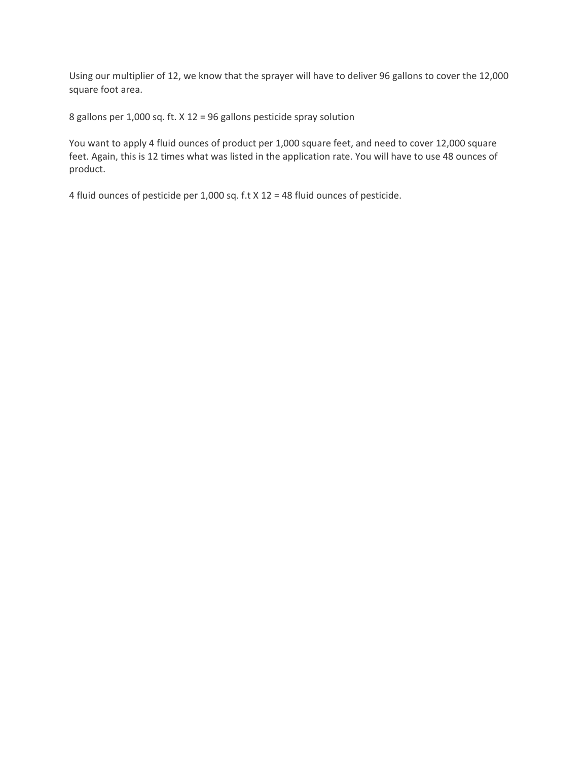Using our multiplier of 12, we know that the sprayer will have to deliver 96 gallons to cover the 12,000 square foot area.

8 gallons per 1,000 sq. ft. X 12 = 96 gallons pesticide spray solution

You want to apply 4 fluid ounces of product per 1,000 square feet, and need to cover 12,000 square feet. Again, this is 12 times what was listed in the application rate. You will have to use 48 ounces of product.

4 fluid ounces of pesticide per 1,000 sq. f.t X 12 = 48 fluid ounces of pesticide.